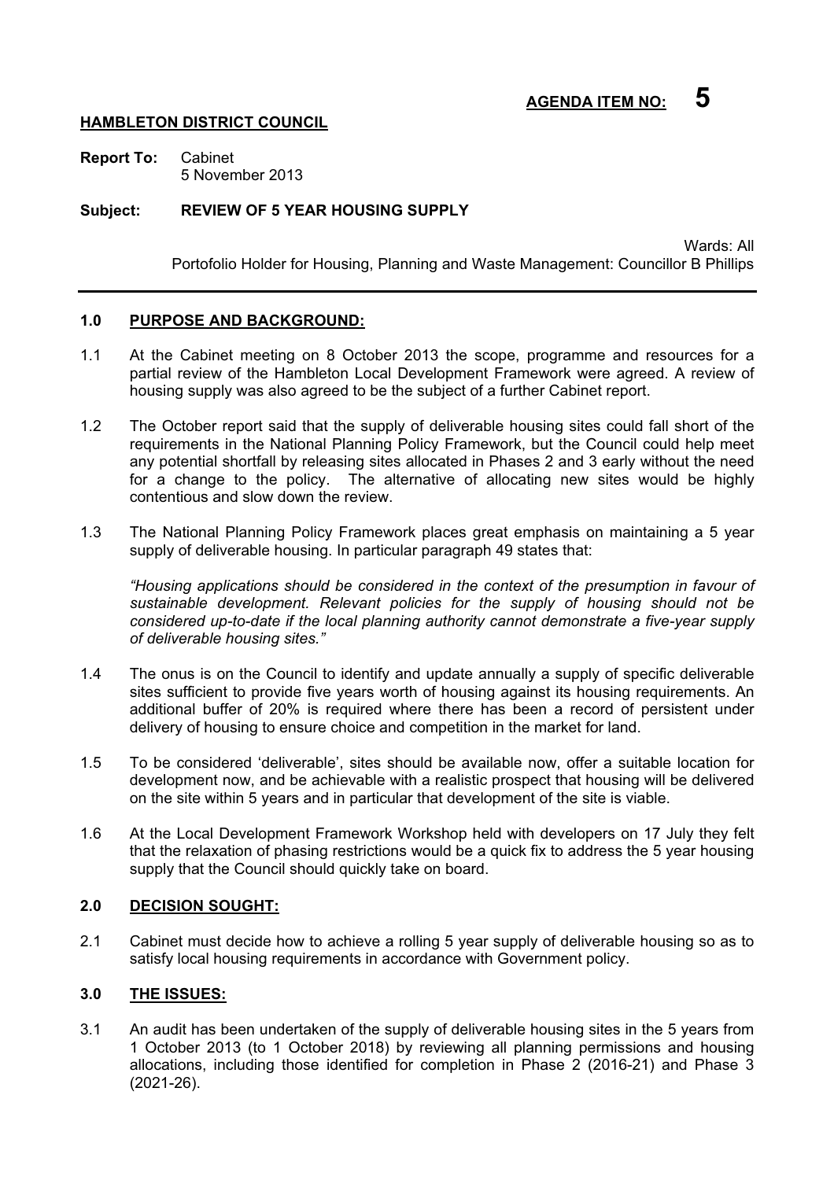**AGENDA ITEM NO: 5**

**HAMBLETON DISTRICT COUNCIL**

**Report To:** Cabinet
5 November 2013

**Subject: REVIEW OF 5 YEAR HOUSING SUPPLY**

Wards: All
Portofolio Holder for Housing, Planning and Waste Management: Councillor B Phillips

---

## 1.0 PURPOSE AND BACKGROUND:

1.1 At the Cabinet meeting on 8 October 2013 the scope, programme and resources for a partial review of the Hambleton Local Development Framework were agreed. A review of housing supply was also agreed to be the subject of a further Cabinet report.

1.2 The October report said that the supply of deliverable housing sites could fall short of the requirements in the National Planning Policy Framework, but the Council could help meet any potential shortfall by releasing sites allocated in Phases 2 and 3 early without the need for a change to the policy. The alternative of allocating new sites would be highly contentious and slow down the review.

1.3 The National Planning Policy Framework places great emphasis on maintaining a 5 year supply of deliverable housing. In particular paragraph 49 states that:

*"Housing applications should be considered in the context of the presumption in favour of sustainable development. Relevant policies for the supply of housing should not be considered up-to-date if the local planning authority cannot demonstrate a five-year supply of deliverable housing sites."*

1.4 The onus is on the Council to identify and update annually a supply of specific deliverable sites sufficient to provide five years worth of housing against its housing requirements. An additional buffer of 20% is required where there has been a record of persistent under delivery of housing to ensure choice and competition in the market for land.

1.5 To be considered 'deliverable', sites should be available now, offer a suitable location for development now, and be achievable with a realistic prospect that housing will be delivered on the site within 5 years and in particular that development of the site is viable.

1.6 At the Local Development Framework Workshop held with developers on 17 July they felt that the relaxation of phasing restrictions would be a quick fix to address the 5 year housing supply that the Council should quickly take on board.

## 2.0 DECISION SOUGHT:

2.1 Cabinet must decide how to achieve a rolling 5 year supply of deliverable housing so as to satisfy local housing requirements in accordance with Government policy.

## 3.0 THE ISSUES:

3.1 An audit has been undertaken of the supply of deliverable housing sites in the 5 years from 1 October 2013 (to 1 October 2018) by reviewing all planning permissions and housing allocations, including those identified for completion in Phase 2 (2016-21) and Phase 3 (2021-26).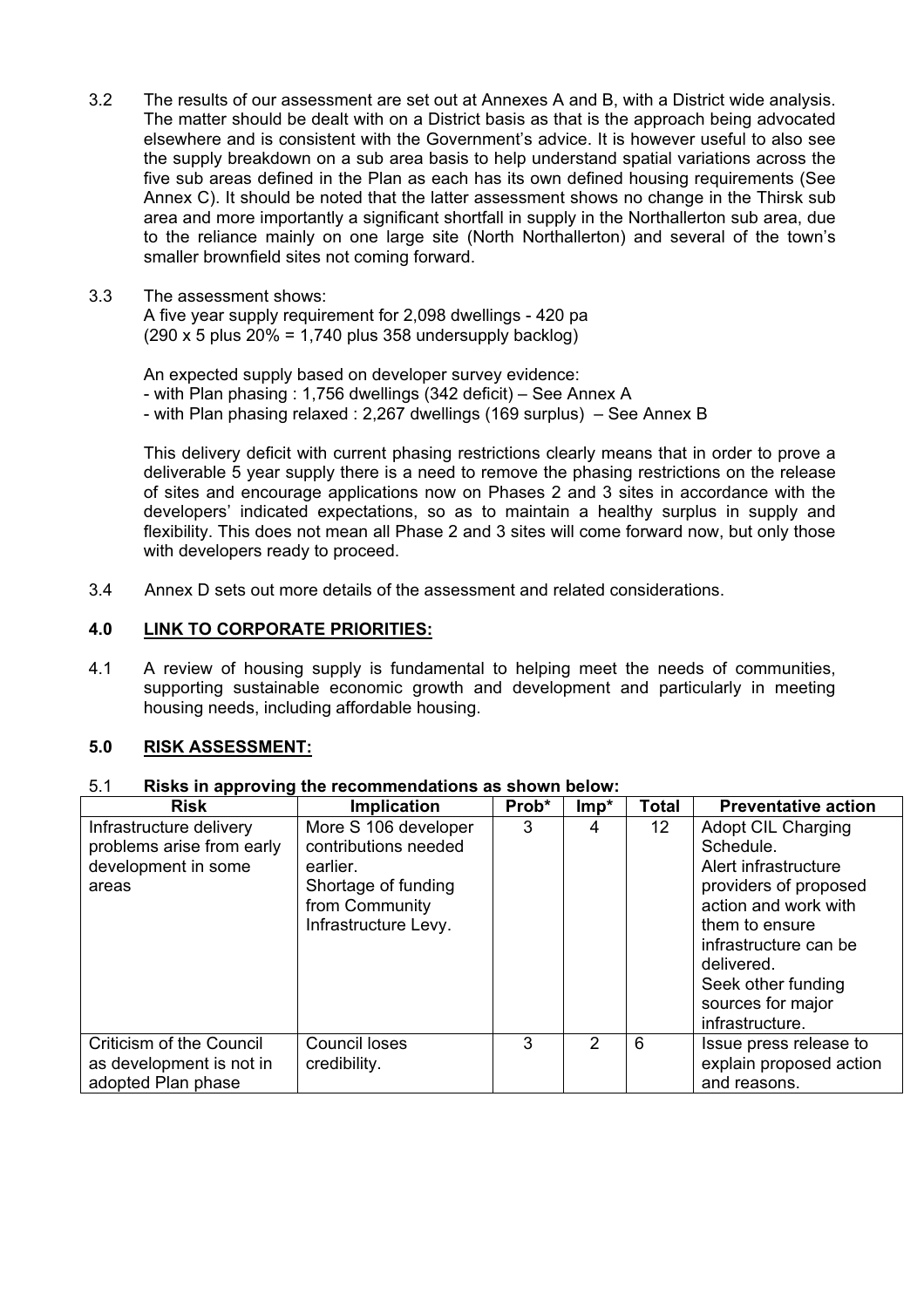3.2 The results of our assessment are set out at Annexes A and B, with a District wide analysis. The matter should be dealt with on a District basis as that is the approach being advocated elsewhere and is consistent with the Government's advice. It is however useful to also see the supply breakdown on a sub area basis to help understand spatial variations across the five sub areas defined in the Plan as each has its own defined housing requirements (See Annex C). It should be noted that the latter assessment shows no change in the Thirsk sub area and more importantly a significant shortfall in supply in the Northallerton sub area, due to the reliance mainly on one large site (North Northallerton) and several of the town's smaller brownfield sites not coming forward.

3.3 The assessment shows:
A five year supply requirement for 2,098 dwellings - 420 pa
(290 x 5 plus 20% = 1,740 plus 358 undersupply backlog)

An expected supply based on developer survey evidence:
- with Plan phasing : 1,756 dwellings (342 deficit) – See Annex A
- with Plan phasing relaxed : 2,267 dwellings (169 surplus) – See Annex B

This delivery deficit with current phasing restrictions clearly means that in order to prove a deliverable 5 year supply there is a need to remove the phasing restrictions on the release of sites and encourage applications now on Phases 2 and 3 sites in accordance with the developers' indicated expectations, so as to maintain a healthy surplus in supply and flexibility. This does not mean all Phase 2 and 3 sites will come forward now, but only those with developers ready to proceed.

3.4 Annex D sets out more details of the assessment and related considerations.

## 4.0 LINK TO CORPORATE PRIORITIES:

4.1 A review of housing supply is fundamental to helping meet the needs of communities, supporting sustainable economic growth and development and particularly in meeting housing needs, including affordable housing.

## 5.0 RISK ASSESSMENT:

5.1 **Risks in approving the recommendations as shown below:**

| Risk | Implication | Prob* | Imp* | Total | Preventative action |
|---|---|---|---|---|---|
| Infrastructure delivery problems arise from early development in some areas | More S 106 developer contributions needed earlier. Shortage of funding from Community Infrastructure Levy. | 3 | 4 | 12 | Adopt CIL Charging Schedule. Alert infrastructure providers of proposed action and work with them to ensure infrastructure can be delivered. Seek other funding sources for major infrastructure. |
| Criticism of the Council as development is not in adopted Plan phase | Council loses credibility. | 3 | 2 | 6 | Issue press release to explain proposed action and reasons. |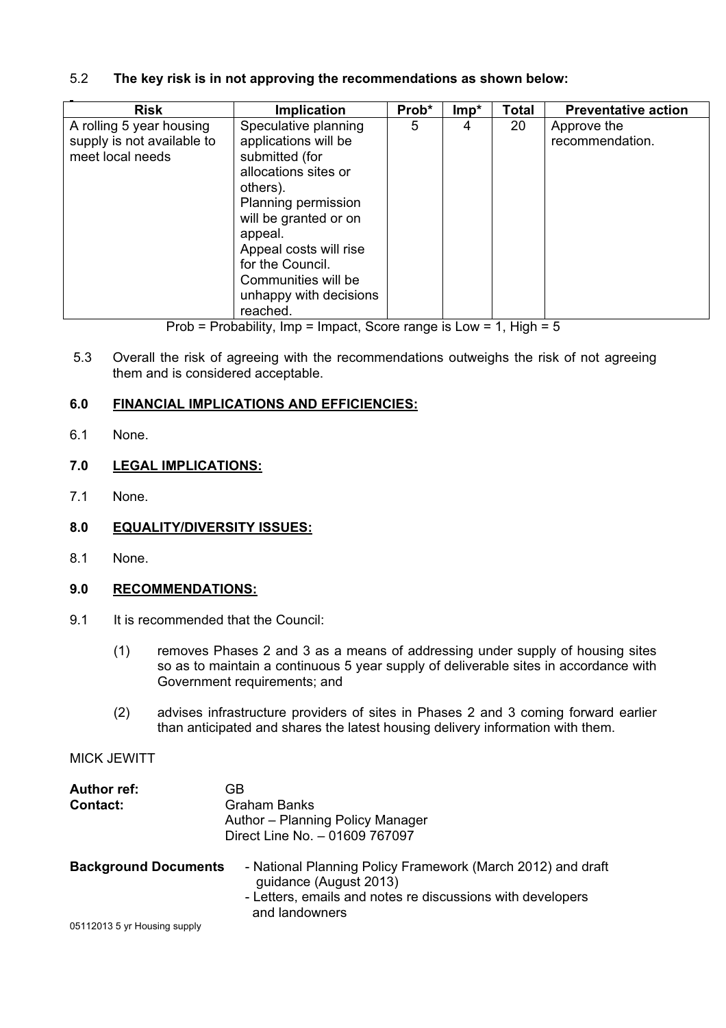5.2 **The key risk is in not approving the recommendations as shown below:**

| Risk | Implication | Prob* | Imp* | Total | Preventative action |
|---|---|---|---|---|---|
| A rolling 5 year housing supply is not available to meet local needs | Speculative planning applications will be submitted (for allocations sites or others). Planning permission will be granted or on appeal. Appeal costs will rise for the Council. Communities will be unhappy with decisions reached. | 5 | 4 | 20 | Approve the recommendation. |

Prob = Probability, Imp = Impact, Score range is Low = 1, High = 5

5.3 Overall the risk of agreeing with the recommendations outweighs the risk of not agreeing them and is considered acceptable.

## 6.0 FINANCIAL IMPLICATIONS AND EFFICIENCIES:

6.1 None.

## 7.0 LEGAL IMPLICATIONS:

7.1 None.

## 8.0 EQUALITY/DIVERSITY ISSUES:

8.1 None.

## 9.0 RECOMMENDATIONS:

9.1 It is recommended that the Council:

(1) removes Phases 2 and 3 as a means of addressing under supply of housing sites so as to maintain a continuous 5 year supply of deliverable sites in accordance with Government requirements; and

(2) advises infrastructure providers of sites in Phases 2 and 3 coming forward earlier than anticipated and shares the latest housing delivery information with them.

MICK JEWITT

**Author ref:** GB
**Contact:** Graham Banks
Author – Planning Policy Manager
Direct Line No. – 01609 767097

**Background Documents**
- National Planning Policy Framework (March 2012) and draft guidance (August 2013)
- Letters, emails and notes re discussions with developers and landowners

05112013 5 yr Housing supply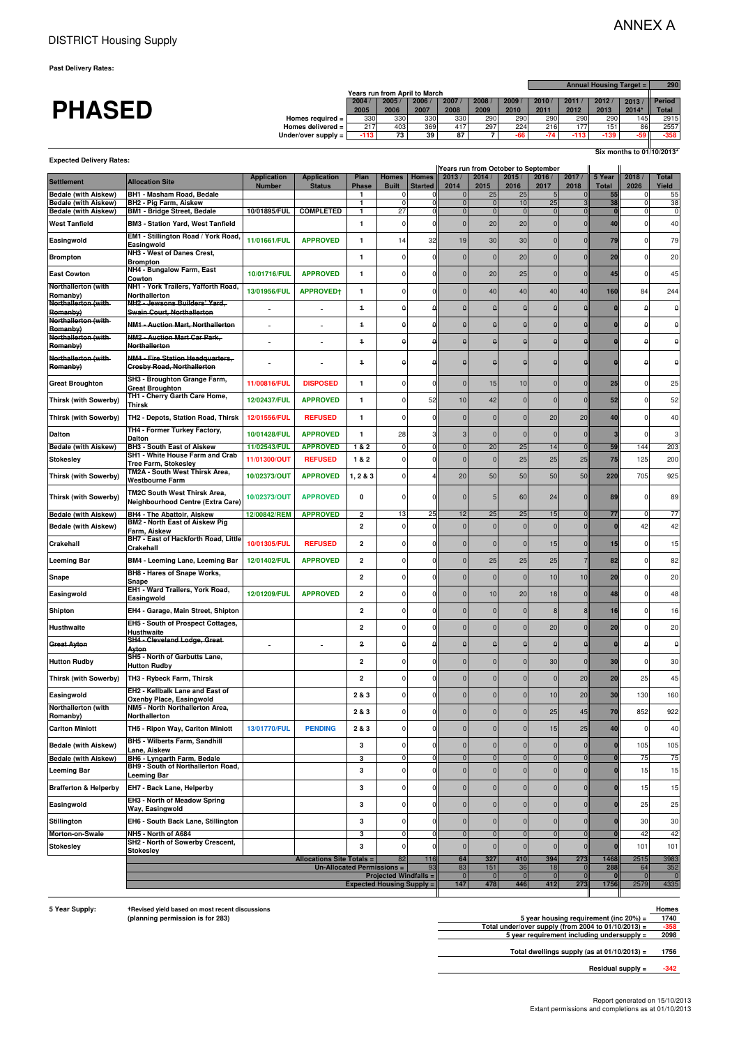ANNEX A

# DISTRICT Housing Supply

**Past Delivery Rates:**

# PHASED

| | Years run from April to March | | | | | | | | | | Annual Housing Target = 290 |
|---|---|---|---|---|---|---|---|---|---|---|---|
| | 2004 / 2005 | 2005 / 2006 | 2006 / 2007 | 2007 / 2008 | 2008 / 2009 | 2009 / 2010 | 2010 / 2011 | 2011 / 2012 | 2012 / 2013 | 2013 / 2014* | Period Total |
| Homes required = | 330 | 330 | 330 | 330 | 290 | 290 | 290 | 290 | 290 | 145 | 2915 |
| Homes delivered = | 217 | 403 | 369 | 417 | 297 | 224 | 216 | 177 | 151 | 86 | 2557 |
| Under/over supply = | -113 | 73 | 39 | 87 | 7 | -66 | -74 | -113 | -139 | -59 | -358 |

*Six months to 01/10/2013*

**Expected Delivery Rates:**

| Settlement | Allocation Site | Application Number | Application Status | Plan Phase | Homes Built | Homes Started | 2013 / 2014 | 2014 / 2015 | 2015 / 2016 | 2016 / 2017 | 2017 / 2018 | 5 Year Total | 2018 / 2026 | Total Yield |
|---|---|---|---|---|---|---|---|---|---|---|---|---|---|---|
| | | | | | | | Years run from October to September | | | | | | | |
| Bedale (with Aiskew) | BH1 - Masham Road, Bedale | | | 1 | 0 | 0 | 0 | 25 | 25 | 5 | 0 | 55 | 0 | 55 |
| Bedale (with Aiskew) | BH2 - Pig Farm, Aiskew | | | 1 | 0 | 0 | 0 | 0 | 10 | 25 | 3 | 38 | 0 | 38 |
| Bedale (with Aiskew) | BM1 - Bridge Street, Bedale | 10/01895/FUL | COMPLETED | 1 | 27 | 0 | 0 | 0 | 0 | 0 | 0 | 0 | 0 | 0 |
| West Tanfield | BM3 - Station Yard, West Tanfield | | | 1 | 0 | 0 | 0 | 20 | 20 | 0 | 0 | 40 | 0 | 40 |
| Easingwold | EM1 - Stillington Road / York Road, Easingwold | 11/01661/FUL | APPROVED | 1 | 14 | 32 | 19 | 30 | 30 | 0 | 0 | 79 | 0 | 79 |
| Brompton | NH3 - West of Danes Crest, Brompton | | | 1 | 0 | 0 | 0 | 0 | 20 | 0 | 0 | 20 | 0 | 20 |
| East Cowton | NH4 - Bungalow Farm, East Cowton | 10/01716/FUL | APPROVED | 1 | 0 | 0 | 0 | 20 | 25 | 0 | 0 | 45 | 0 | 45 |
| Northallerton (with Romanby) | NH1 - York Trailers, Yafforth Road, Northallerton | 13/01956/FUL | APPROVED† | 1 | 0 | 0 | 0 | 40 | 40 | 40 | 40 | 160 | 84 | 244 |
| ~~Northallerton (with Romanby)~~ | ~~NH2 - Jewsons Builders' Yard, Swain Court, Northallerton~~ | - | - | ~~1~~ | ~~0~~ | ~~0~~ | ~~0~~ | ~~0~~ | ~~0~~ | ~~0~~ | ~~0~~ | 0 | ~~0~~ | ~~0~~ |
| ~~Northallerton (with Romanby)~~ | ~~NM1 - Auction Mart, Northallerton~~ | - | - | ~~1~~ | ~~0~~ | ~~0~~ | ~~0~~ | ~~0~~ | ~~0~~ | ~~0~~ | ~~0~~ | 0 | ~~0~~ | ~~0~~ |
| ~~Northallerton (with Romanby)~~ | ~~NM2 - Auction Mart Car Park, Northallerton~~ | - | - | ~~1~~ | ~~0~~ | ~~0~~ | ~~0~~ | ~~0~~ | ~~0~~ | ~~0~~ | ~~0~~ | 0 | ~~0~~ | ~~0~~ |
| ~~Northallerton (with Romanby)~~ | ~~NM4 - Fire Station Headquarters, Crosby Road, Northallerton~~ | - | - | ~~1~~ | ~~0~~ | ~~0~~ | ~~0~~ | ~~0~~ | ~~0~~ | ~~0~~ | ~~0~~ | 0 | ~~0~~ | ~~0~~ |
| Great Broughton | SH3 - Broughton Grange Farm, Great Broughton | 11/00816/FUL | DISPOSED | 1 | 0 | 0 | 0 | 15 | 10 | 0 | 0 | 25 | 0 | 25 |
| Thirsk (with Sowerby) | TH1 - Cherry Garth Care Home, Thirsk | 12/02437/FUL | APPROVED | 1 | 0 | 52 | 10 | 42 | 0 | 0 | 0 | 52 | 0 | 52 |
| Thirsk (with Sowerby) | TH2 - Depots, Station Road, Thirsk | 12/01556/FUL | REFUSED | 1 | 0 | 0 | 0 | 0 | 0 | 20 | 20 | 40 | 0 | 40 |
| Dalton | TH4 - Former Turkey Factory, Dalton | 10/01428/FUL | APPROVED | 1 | 28 | 3 | 3 | 0 | 0 | 0 | 0 | 3 | 0 | 3 |
| Bedale (with Aiskew) | BH3 - South East of Aiskew | 11/02543/FUL | APPROVED | 1 & 2 | 0 | 0 | 0 | 20 | 25 | 14 | 0 | 59 | 144 | 203 |
| Stokesley | SH1 - White House Farm and Crab Tree Farm, Stokesley | 11/01300/OUT | REFUSED | 1 & 2 | 0 | 0 | 0 | 0 | 25 | 25 | 25 | 75 | 125 | 200 |
| Thirsk (with Sowerby) | TM2A - South West Thirsk Area, Westbourne Farm | 10/02373/OUT | APPROVED | 1, 2 & 3 | 0 | 4 | 20 | 50 | 50 | 50 | 50 | 220 | 705 | 925 |
| Thirsk (with Sowerby) | TM2C South West Thirsk Area, Neighbourhood Centre (Extra Care) | 10/02373/OUT | APPROVED | 0 | 0 | 0 | 0 | 5 | 60 | 24 | 0 | 89 | 0 | 89 |
| Bedale (with Aiskew) | BH4 - The Abattoir, Aiskew | 12/00842/REM | APPROVED | 2 | 13 | 25 | 12 | 25 | 25 | 15 | 0 | 77 | 0 | 77 |
| Bedale (with Aiskew) | BM2 - North East of Aiskew Pig Farm, Aiskew | | | 2 | 0 | 0 | 0 | 0 | 0 | 0 | 0 | 0 | 42 | 42 |
| Crakehall | BH7 - East of Hackforth Road, Little Crakehall | 10/01305/FUL | REFUSED | 2 | 0 | 0 | 0 | 0 | 0 | 15 | 0 | 15 | 0 | 15 |
| Leeming Bar | BM4 - Leeming Lane, Leeming Bar | 12/01402/FUL | APPROVED | 2 | 0 | 0 | 0 | 25 | 25 | 25 | 7 | 82 | 0 | 82 |
| Snape | BH8 - Hares of Snape Works, Snape | | | 2 | 0 | 0 | 0 | 0 | 0 | 10 | 10 | 20 | 0 | 20 |
| Easingwold | EH1 - Ward Trailers, York Road, Easingwold | 12/01209/FUL | APPROVED | 2 | 0 | 0 | 0 | 10 | 20 | 18 | 0 | 48 | 0 | 48 |
| Shipton | EH4 - Garage, Main Street, Shipton | | | 2 | 0 | 0 | 0 | 0 | 0 | 8 | 8 | 16 | 0 | 16 |
| Husthwaite | EH5 - South of Prospect Cottages, Husthwaite | | | 2 | 0 | 0 | 0 | 0 | 0 | 20 | 0 | 20 | 0 | 20 |
| ~~Great Ayton~~ | ~~SH4 - Cleveland Lodge, Great Ayton~~ | - | - | ~~2~~ | ~~0~~ | ~~0~~ | ~~0~~ | ~~0~~ | ~~0~~ | ~~0~~ | ~~0~~ | 0 | ~~0~~ | ~~0~~ |
| Hutton Rudby | SH5 - North of Garbutts Lane, Hutton Rudby | | | 2 | 0 | 0 | 0 | 0 | 0 | 30 | 0 | 30 | 0 | 30 |
| Thirsk (with Sowerby) | TH3 - Rybeck Farm, Thirsk | | | 2 | 0 | 0 | 0 | 0 | 0 | 0 | 20 | 20 | 25 | 45 |
| Easingwold | EH2 - Kellbalk Lane and East of Oxenby Place, Easingwold | | | 2 & 3 | 0 | 0 | 0 | 0 | 0 | 10 | 20 | 30 | 130 | 160 |
| Northallerton (with Romanby) | NM5 - North Northallerton Area, Northallerton | | | 2 & 3 | 0 | 0 | 0 | 0 | 0 | 25 | 45 | 70 | 852 | 922 |
| Carlton Miniott | TH5 - Ripon Way, Carlton Miniott | 13/01770/FUL | PENDING | 2 & 3 | 0 | 0 | 0 | 0 | 0 | 15 | 25 | 40 | 0 | 40 |
| Bedale (with Aiskew) | BH5 - Wilberts Farm, Sandhill Lane, Aiskew | | | 3 | 0 | 0 | 0 | 0 | 0 | 0 | 0 | 0 | 105 | 105 |
| Bedale (with Aiskew) | BH6 - Lyngarth Farm, Bedale | | | 3 | 0 | 0 | 0 | 0 | 0 | 0 | 0 | 0 | 75 | 75 |
| Leeming Bar | BH9 - South of Northallerton Road, Leeming Bar | | | 3 | 0 | 0 | 0 | 0 | 0 | 0 | 0 | 0 | 15 | 15 |
| Brafferton & Helperby | EH7 - Back Lane, Helperby | | | 3 | 0 | 0 | 0 | 0 | 0 | 0 | 0 | 0 | 15 | 15 |
| Easingwold | EH3 - North of Meadow Spring Way, Easingwold | | | 3 | 0 | 0 | 0 | 0 | 0 | 0 | 0 | 0 | 25 | 25 |
| Stillington | EH6 - South Back Lane, Stillington | | | 3 | 0 | 0 | 0 | 0 | 0 | 0 | 0 | 0 | 30 | 30 |
| Morton-on-Swale | NH5 - North of A684 | | | 3 | 0 | 0 | 0 | 0 | 0 | 0 | 0 | 0 | 42 | 42 |
| Stokesley | SH2 - North of Sowerby Crescent, Stokesley | | | 3 | 0 | 0 | 0 | 0 | 0 | 0 | 0 | 0 | 101 | 101 |
| | Allocations Site Totals = | | | | 82 | 116 | 64 | 327 | 410 | 394 | 273 | 1468 | 2515 | 3983 |
| | Un-Allocated Permissions = | | | | | 93 | 83 | 151 | 36 | 18 | 0 | 288 | 64 | 352 |
| | Projected Windfalls = | | | | | | 0 | 0 | 0 | 0 | 0 | 0 | 0 | 0 |
| | Expected Housing Supply = | | | | | | 147 | 478 | 446 | 412 | 273 | 1756 | 2579 | 4335 |

**5 Year Supply:**

†Revised yield based on most recent discussions (planning permission is for 283)

| | Homes |
|---|---|
| 5 year housing requirement (inc 20%) = | 1740 |
| Total under/over supply (from 2004 to 01/10/2013) = | -358 |
| 5 year requirement including undersupply = | 2098 |
| Total dwellings supply (as at 01/10/2013) = | 1756 |
| Residual supply = | -342 |

Report generated on 15/10/2013
Extant permissions and completions as at 01/10/2013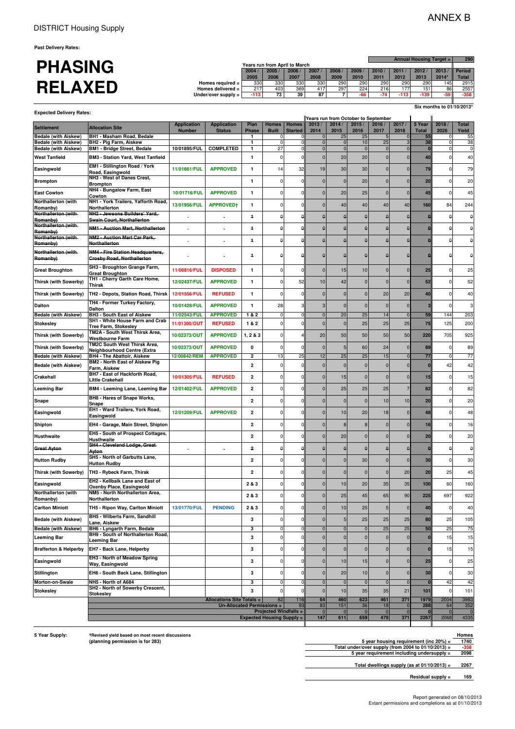ANNEX B

DISTRICT Housing Supply

**Past Delivery Rates:**

# PHASING RELAXED

| | Years run from April to March | | | | | | | | | | |
|---|---|---|---|---|---|---|---|---|---|---|---|
| | | | | | | | | | Annual Housing Target = | | 290 |
| | 2004 / 2005 | 2005 / 2006 | 2006 / 2007 | 2007 / 2008 | 2008 / 2009 | 2009 / 2010 | 2010 / 2011 | 2011 / 2012 | 2012 / 2013 | 2013 / 2014* | Period Total |
| Homes required = | 330 | 330 | 330 | 330 | 290 | 290 | 290 | 290 | 290 | 145 | 2915 |
| Homes delivered = | 217 | 403 | 369 | 417 | 297 | 224 | 216 | 177 | 151 | 86 | 2557 |
| Under/over supply = | -113 | 73 | 39 | 87 | 7 | -66 | -74 | -113 | -139 | -59 | -358 |

Six months to 01/10/2013*

**Expected Delivery Rates:**

| Settlement | Allocation Site | Application Number | Application Status | Plan Phase | Homes Built | Homes Started | 2013 / 2014 | 2014 / 2015 | 2015 / 2016 | 2016 / 2017 | 2017 / 2018 | 5 Year Total | 2018 / 2026 | Total Yield |
|---|---|---|---|---|---|---|---|---|---|---|---|---|---|---|
| Bedale (with Aiskew) | BH1 - Masham Road, Bedale | | | 1 | 0 | 0 | 0 | 25 | 25 | 5 | 0 | 55 | 0 | 55 |
| Bedale (with Aiskew) | BH2 - Pig Farm, Aiskew | | | 1 | 0 | 0 | 0 | 0 | 10 | 25 | 3 | 38 | 0 | 38 |
| Bedale (with Aiskew) | BM1 - Bridge Street, Bedale | 10/01895/FUL | COMPLETED | 1 | 27 | 0 | 0 | 0 | 0 | 0 | 0 | 0 | 0 | 0 |
| West Tanfield | BM3 - Station Yard, West Tanfield | | | 1 | 0 | 0 | 0 | 20 | 20 | 0 | 0 | 40 | 0 | 40 |
| Easingwold | EM1 - Stillington Road / York Road, Easingwold | 11/01661/FUL | APPROVED | 1 | 14 | 32 | 19 | 30 | 30 | 0 | 0 | 79 | 0 | 79 |
| Brompton | NH3 - West of Danes Crest, Brompton | | | 1 | 0 | 0 | 0 | 0 | 20 | 0 | 0 | 20 | 0 | 20 |
| East Cowton | NH4 - Bungalow Farm, East Cowton | 10/01716/FUL | APPROVED | 1 | 0 | 0 | 0 | 20 | 25 | 0 | 0 | 45 | 0 | 45 |
| Northallerton (with Romanby) | NH1 - York Trailers, Yafforth Road, Northallerton | 13/01956/FUL | APPROVED† | 1 | 0 | 0 | 0 | 40 | 40 | 40 | 40 | 160 | 84 | 244 |
| ~~Northallerton (with Romanby)~~ | ~~NH2 - Jewsons Builders' Yard, Swain Court, Northallerton~~ | - | - | ~~1~~ | ~~0~~ | ~~0~~ | ~~0~~ | ~~0~~ | ~~0~~ | ~~0~~ | ~~0~~ | ~~0~~ | ~~0~~ | ~~0~~ |
| ~~Northallerton (with Romanby)~~ | ~~NM1 - Auction Mart, Northallerton~~ | - | - | ~~1~~ | ~~0~~ | ~~0~~ | ~~0~~ | ~~0~~ | ~~0~~ | ~~0~~ | ~~0~~ | ~~0~~ | ~~0~~ | ~~0~~ |
| ~~Northallerton (with Romanby)~~ | ~~NM2 - Auction Mart Car Park, Northallerton~~ | - | - | ~~1~~ | ~~0~~ | ~~0~~ | ~~0~~ | ~~0~~ | ~~0~~ | ~~0~~ | ~~0~~ | ~~0~~ | ~~0~~ | ~~0~~ |
| ~~Northallerton (with Romanby)~~ | ~~NM4 - Fire Station Headquarters, Crosby Road, Northallerton~~ | - | - | ~~1~~ | ~~0~~ | ~~0~~ | ~~0~~ | ~~0~~ | ~~0~~ | ~~0~~ | ~~0~~ | ~~0~~ | ~~0~~ | ~~0~~ |
| Great Broughton | SH3 - Broughton Grange Farm, Great Broughton | 11/00816/FUL | DISPOSED | 1 | 0 | 0 | 0 | 15 | 10 | 0 | 0 | 25 | 0 | 25 |
| Thirsk (with Sowerby) | TH1 - Cherry Garth Care Home, Thirsk | 12/02437/FUL | APPROVED | 1 | 0 | 52 | 10 | 42 | 0 | 0 | 0 | 52 | 0 | 52 |
| Thirsk (with Sowerby) | TH2 - Depots, Station Road, Thirsk | 12/01556/FUL | REFUSED | 1 | 0 | 0 | 0 | 0 | 0 | 20 | 20 | 40 | 0 | 40 |
| Dalton | TH4 - Former Turkey Factory, Dalton | 10/01428/FUL | APPROVED | 1 | 28 | 3 | 3 | 0 | 0 | 0 | 0 | 3 | 0 | 3 |
| Bedale (with Aiskew) | BH3 - South East of Aiskew | 11/02543/FUL | APPROVED | 1 & 2 | 0 | 0 | 0 | 20 | 25 | 14 | 0 | 59 | 144 | 203 |
| Stokesley | SH1 - White House Farm and Crab Tree Farm, Stokesley | 11/01300/OUT | REFUSED | 1 & 2 | 0 | 0 | 0 | 0 | 25 | 25 | 25 | 75 | 125 | 200 |
| Thirsk (with Sowerby) | TM2A - South West Thirsk Area, Westbourne Farm | 10/02373/OUT | APPROVED | 1, 2 & 3 | 0 | 4 | 20 | 50 | 50 | 50 | 50 | 220 | 705 | 925 |
| Thirsk (with Sowerby) | TM2C South West Thirsk Area, Neighbourhood Centre (Extra | 10/02373/OUT | APPROVED | 0 | 0 | 0 | 0 | 5 | 60 | 24 | 0 | 89 | 0 | 89 |
| Bedale (with Aiskew) | BH4 - The Abattoir, Aiskew | 12/00842/REM | APPROVED | 2 | 13 | 25 | 12 | 25 | 25 | 15 | 0 | 77 | 0 | 77 |
| Bedale (with Aiskew) | BM2 - North East of Aiskew Pig Farm, Aiskew | | | 2 | 0 | 0 | 0 | 0 | 0 | 0 | 0 | 0 | 42 | 42 |
| Crakehall | BH7 - East of Hackforth Road, Little Crakehall | 10/01305/FUL | REFUSED | 2 | 0 | 0 | 0 | 15 | 0 | 0 | 0 | 15 | 0 | 15 |
| Leeming Bar | BM4 - Leeming Lane, Leeming Bar | 12/01402/FUL | APPROVED | 2 | 0 | 0 | 0 | 25 | 25 | 25 | 7 | 82 | 0 | 82 |
| Snape | BH8 - Hares of Snape Works, Snape | | | 2 | 0 | 0 | 0 | 0 | 0 | 10 | 10 | 20 | 0 | 20 |
| Easingwold | EH1 - Ward Trailers, York Road, Easingwold | 12/01209/FUL | APPROVED | 2 | 0 | 0 | 0 | 10 | 20 | 18 | 0 | 48 | 0 | 48 |
| Shipton | EH4 - Garage, Main Street, Shipton | | | 2 | 0 | 0 | 0 | 8 | 8 | 0 | 0 | 16 | 0 | 16 |
| Husthwaite | EH5 - South of Prospect Cottages, Husthwaite | | | 2 | 0 | 0 | 0 | 20 | 0 | 0 | 0 | 20 | 0 | 20 |
| ~~Great Ayton~~ | ~~SH4 - Cleveland Lodge, Great Ayton~~ | - | - | ~~2~~ | ~~0~~ | ~~0~~ | ~~0~~ | ~~0~~ | ~~0~~ | ~~0~~ | ~~0~~ | ~~0~~ | ~~0~~ | ~~0~~ |
| Hutton Rudby | SH5 - North of Garbutts Lane, Hutton Rudby | | | 2 | 0 | 0 | 0 | 0 | 30 | 0 | 0 | 30 | 0 | 30 |
| Thirsk (with Sowerby) | TH3 - Rybeck Farm, Thirsk | | | 2 | 0 | 0 | 0 | 0 | 0 | 0 | 20 | 20 | 25 | 45 |
| Easingwold | EH2 - Kellbalk Lane and East of Oxenby Place, Easingwold | | | 2 & 3 | 0 | 0 | 0 | 10 | 20 | 35 | 35 | 100 | 60 | 160 |
| Northallerton (with Romanby) | NM5 - North Northallerton Area, Northallerton | | | 2 & 3 | 0 | 0 | 0 | 25 | 45 | 65 | 90 | 225 | 697 | 922 |
| Carlton Miniott | TH5 - Ripon Way, Carlton Miniott | 13/01770/FUL | PENDING | 2 & 3 | 0 | 0 | 0 | 10 | 25 | 5 | 0 | 40 | 0 | 40 |
| Bedale (with Aiskew) | BH5 - Wilberts Farm, Sandhill Lane, Aiskew | | | 3 | 0 | 0 | 0 | 5 | 25 | 25 | 25 | 80 | 25 | 105 |
| Bedale (with Aiskew) | BH6 - Lyngarth Farm, Bedale | | | 3 | 0 | 0 | 0 | 0 | 0 | 25 | 25 | 50 | 25 | 75 |
| Leeming Bar | BH9 - South of Northallerton Road, Leeming Bar | | | 3 | 0 | 0 | 0 | 0 | 0 | 0 | 0 | 0 | 15 | 15 |
| Brafferton & Helperby | EH7 - Back Lane, Helperby | | | 3 | 0 | 0 | 0 | 0 | 0 | 0 | 0 | 0 | 15 | 15 |
| Easingwold | EH3 - North of Meadow Spring Way, Easingwold | | | 3 | 0 | 0 | 0 | 10 | 15 | 0 | 0 | 25 | 0 | 25 |
| Stillington | EH6 - South Back Lane, Stillington | | | 3 | 0 | 0 | 0 | 20 | 10 | 0 | 0 | 30 | 0 | 30 |
| Morton-on-Swale | NH5 - North of A684 | | | 3 | 0 | 0 | 0 | 0 | 0 | 0 | 0 | 0 | 42 | 42 |
| Stokesley | SH2 - North of Sowerby Crescent, Stokesley | | | 3 | 0 | 0 | 0 | 10 | 35 | 35 | 21 | 101 | 0 | 101 |
| | | | Allocations Site Totals = | | 82 | 116 | 64 | 460 | 623 | 461 | 371 | 1979 | 2004 | 3983 |
| | | | Un-Allocated Permissions = | | | 93 | 83 | 151 | 36 | 18 | 0 | 288 | 64 | 352 |
| | | | Projected Windfalls = | | | | 0 | 0 | 0 | 0 | 0 | 0 | 0 | 0 |
| | | | Expected Housing Supply = | | | | 147 | 611 | 659 | 479 | 371 | 2267 | 2068 | 4335 |

**5 Year Supply:**

†Revised yield based on most recent discussions (planning permission is for 283)

| | Homes |
|---|---|
| 5 year housing requirement (inc 20%) = | 1740 |
| Total under/over supply (from 2004 to 01/10/2013) = | -358 |
| 5 year requirement including undersupply = | 2098 |
| Total dwellings supply (as at 01/10/2013) = | 2267 |
| Residual supply = | 169 |

Report generated on 08/10/2013
Extant permissions and completions as at 01/10/2013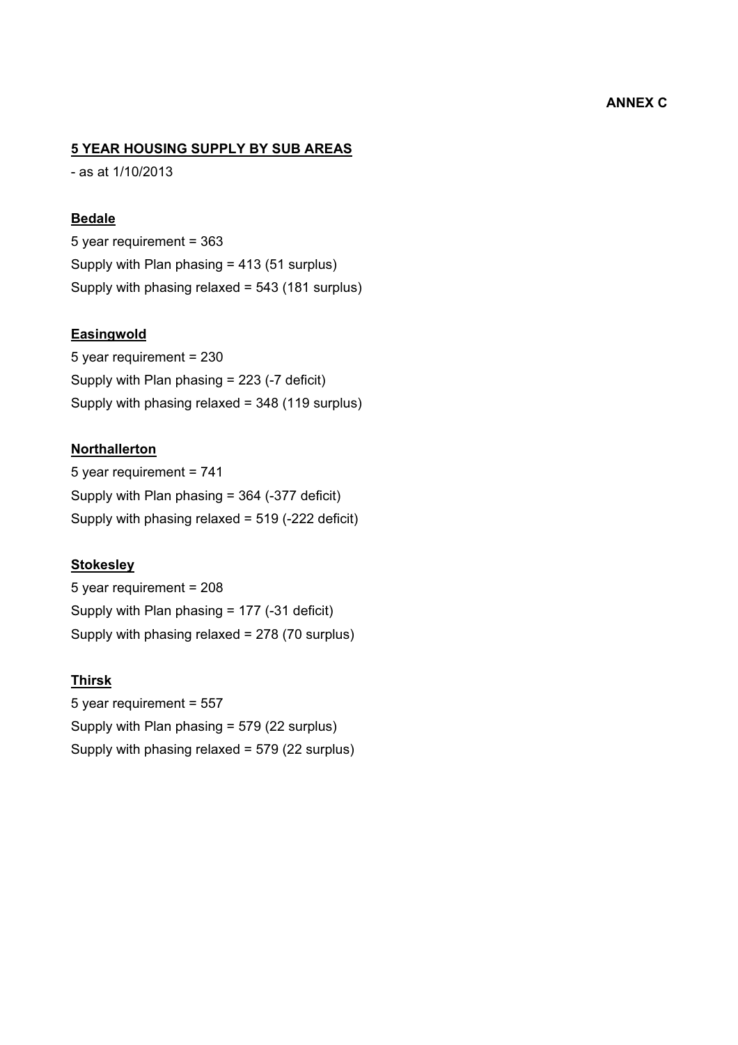**ANNEX C**

## 5 YEAR HOUSING SUPPLY BY SUB AREAS

- as at 1/10/2013

### Bedale

5 year requirement = 363
Supply with Plan phasing = 413 (51 surplus)
Supply with phasing relaxed = 543 (181 surplus)

### Easingwold

5 year requirement = 230
Supply with Plan phasing = 223 (-7 deficit)
Supply with phasing relaxed = 348 (119 surplus)

### Northallerton

5 year requirement = 741
Supply with Plan phasing = 364 (-377 deficit)
Supply with phasing relaxed = 519 (-222 deficit)

### Stokesley

5 year requirement = 208
Supply with Plan phasing = 177 (-31 deficit)
Supply with phasing relaxed = 278 (70 surplus)

### Thirsk

5 year requirement = 557
Supply with Plan phasing = 579 (22 surplus)
Supply with phasing relaxed = 579 (22 surplus)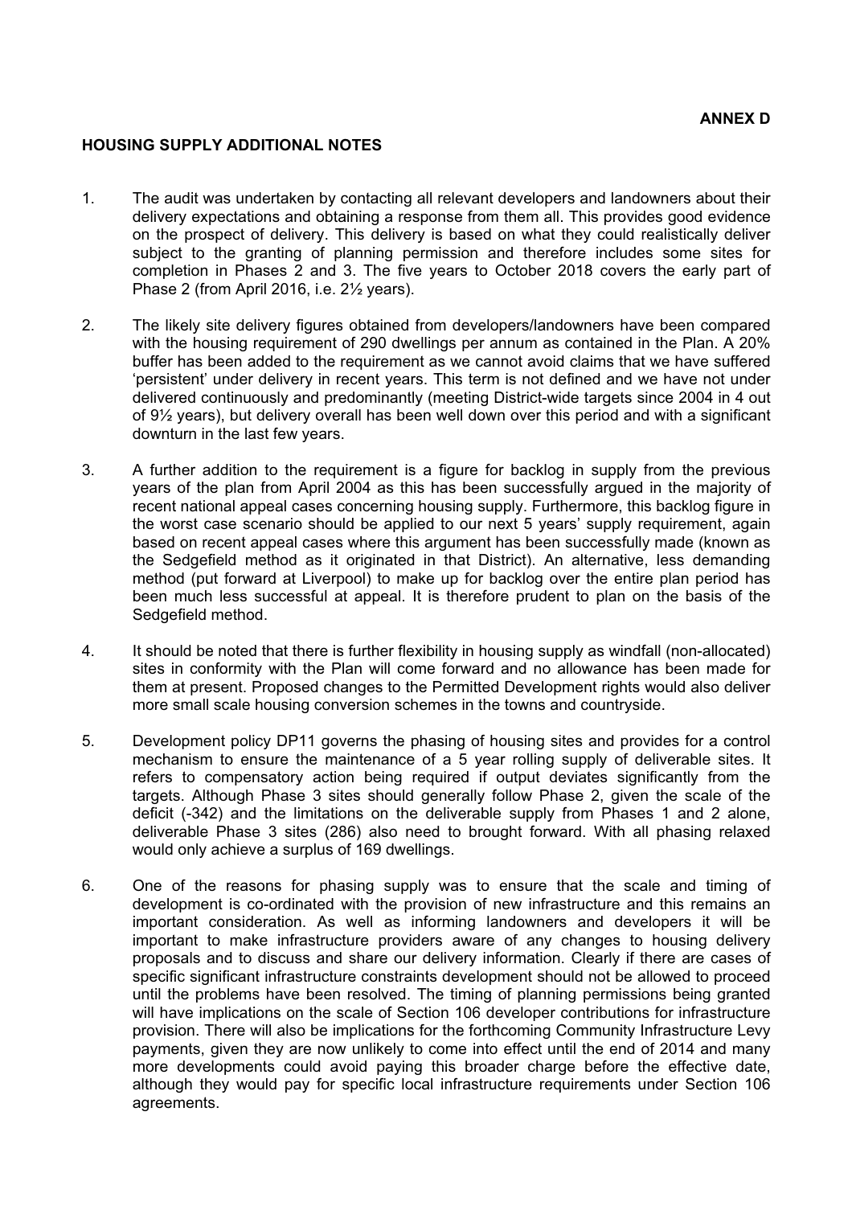**ANNEX D**

**HOUSING SUPPLY ADDITIONAL NOTES**

1. The audit was undertaken by contacting all relevant developers and landowners about their delivery expectations and obtaining a response from them all. This provides good evidence on the prospect of delivery. This delivery is based on what they could realistically deliver subject to the granting of planning permission and therefore includes some sites for completion in Phases 2 and 3. The five years to October 2018 covers the early part of Phase 2 (from April 2016, i.e. 2½ years).

2. The likely site delivery figures obtained from developers/landowners have been compared with the housing requirement of 290 dwellings per annum as contained in the Plan. A 20% buffer has been added to the requirement as we cannot avoid claims that we have suffered 'persistent' under delivery in recent years. This term is not defined and we have not under delivered continuously and predominantly (meeting District-wide targets since 2004 in 4 out of 9½ years), but delivery overall has been well down over this period and with a significant downturn in the last few years.

3. A further addition to the requirement is a figure for backlog in supply from the previous years of the plan from April 2004 as this has been successfully argued in the majority of recent national appeal cases concerning housing supply. Furthermore, this backlog figure in the worst case scenario should be applied to our next 5 years' supply requirement, again based on recent appeal cases where this argument has been successfully made (known as the Sedgefield method as it originated in that District). An alternative, less demanding method (put forward at Liverpool) to make up for backlog over the entire plan period has been much less successful at appeal. It is therefore prudent to plan on the basis of the Sedgefield method.

4. It should be noted that there is further flexibility in housing supply as windfall (non-allocated) sites in conformity with the Plan will come forward and no allowance has been made for them at present. Proposed changes to the Permitted Development rights would also deliver more small scale housing conversion schemes in the towns and countryside.

5. Development policy DP11 governs the phasing of housing sites and provides for a control mechanism to ensure the maintenance of a 5 year rolling supply of deliverable sites. It refers to compensatory action being required if output deviates significantly from the targets. Although Phase 3 sites should generally follow Phase 2, given the scale of the deficit (-342) and the limitations on the deliverable supply from Phases 1 and 2 alone, deliverable Phase 3 sites (286) also need to brought forward. With all phasing relaxed would only achieve a surplus of 169 dwellings.

6. One of the reasons for phasing supply was to ensure that the scale and timing of development is co-ordinated with the provision of new infrastructure and this remains an important consideration. As well as informing landowners and developers it will be important to make infrastructure providers aware of any changes to housing delivery proposals and to discuss and share our delivery information. Clearly if there are cases of specific significant infrastructure constraints development should not be allowed to proceed until the problems have been resolved. The timing of planning permissions being granted will have implications on the scale of Section 106 developer contributions for infrastructure provision. There will also be implications for the forthcoming Community Infrastructure Levy payments, given they are now unlikely to come into effect until the end of 2014 and many more developments could avoid paying this broader charge before the effective date, although they would pay for specific local infrastructure requirements under Section 106 agreements.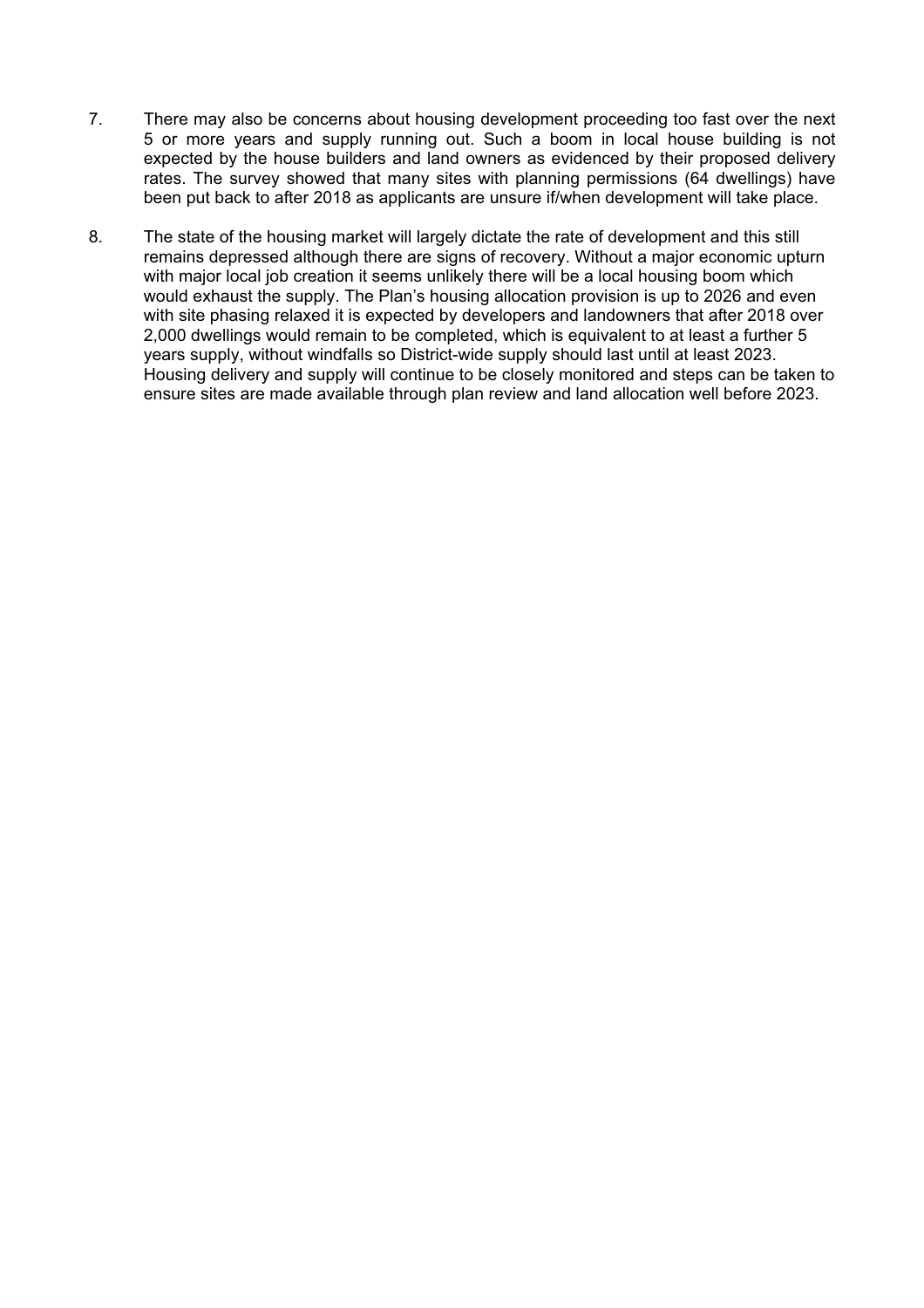7. There may also be concerns about housing development proceeding too fast over the next 5 or more years and supply running out. Such a boom in local house building is not expected by the house builders and land owners as evidenced by their proposed delivery rates. The survey showed that many sites with planning permissions (64 dwellings) have been put back to after 2018 as applicants are unsure if/when development will take place.

8. The state of the housing market will largely dictate the rate of development and this still remains depressed although there are signs of recovery. Without a major economic upturn with major local job creation it seems unlikely there will be a local housing boom which would exhaust the supply. The Plan's housing allocation provision is up to 2026 and even with site phasing relaxed it is expected by developers and landowners that after 2018 over 2,000 dwellings would remain to be completed, which is equivalent to at least a further 5 years supply, without windfalls so District-wide supply should last until at least 2023. Housing delivery and supply will continue to be closely monitored and steps can be taken to ensure sites are made available through plan review and land allocation well before 2023.